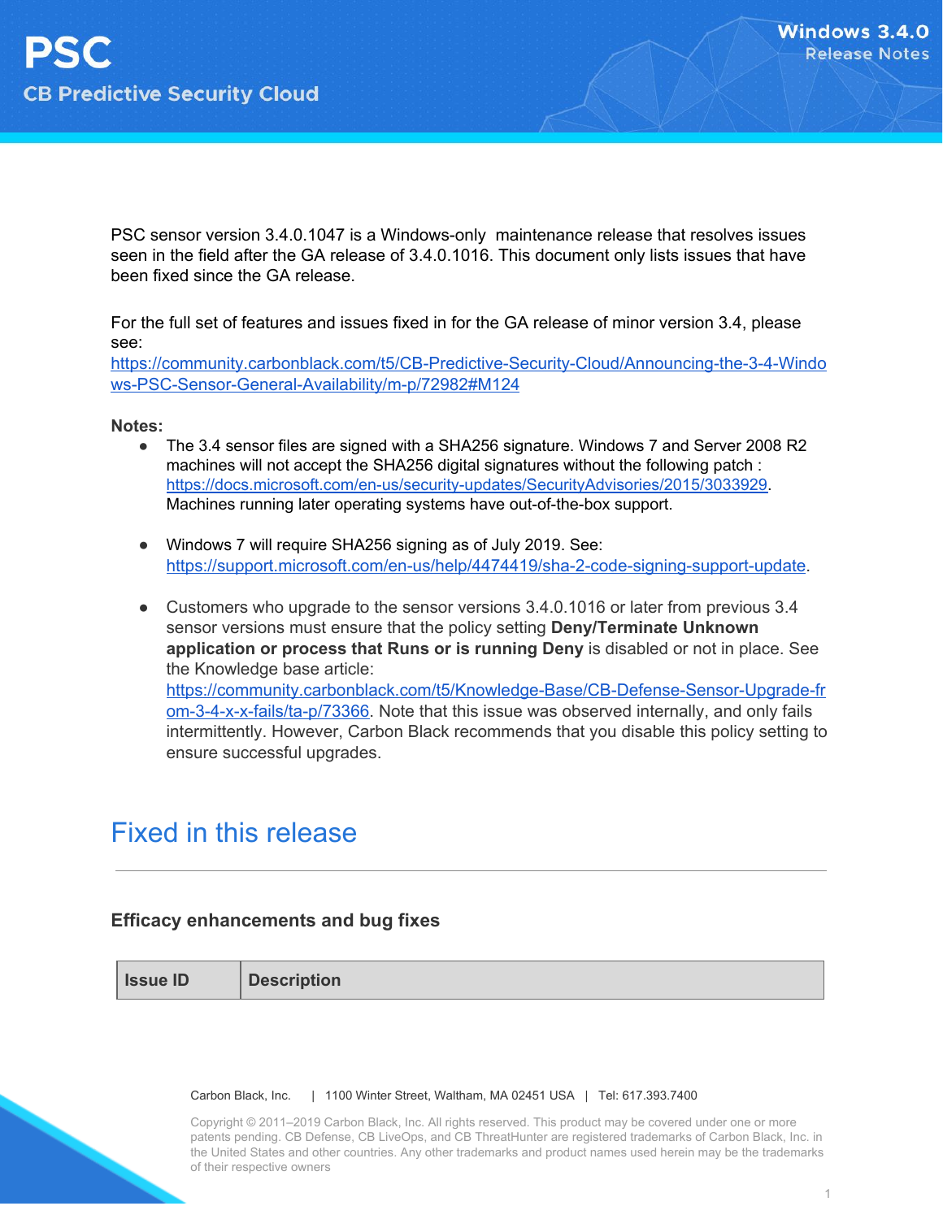# PSC

## CB Predictive Security Cloud

**Windows 3.4.0 Release Notes**

PSC sensor version 3.4.0.1047 is a Windows-only maintenance release that resolves issues seen in the field after the GA release of 3.4.0.1016. This document only lists issues that have been fixed since the GA release.

For the full set of features and issues fixed in for the GA release of minor version 3.4, please see:
https://community.carbonblack.com/t5/CB-Predictive-Security-Cloud/Announcing-the-3-4-Windows-PSC-Sensor-General-Availability/m-p/72982#M124

**Notes:**

- The 3.4 sensor files are signed with a SHA256 signature. Windows 7 and Server 2008 R2 machines will not accept the SHA256 digital signatures without the following patch : https://docs.microsoft.com/en-us/security-updates/SecurityAdvisories/2015/3033929. Machines running later operating systems have out-of-the-box support.

- Windows 7 will require SHA256 signing as of July 2019. See: https://support.microsoft.com/en-us/help/4474419/sha-2-code-signing-support-update.

- Customers who upgrade to the sensor versions 3.4.0.1016 or later from previous 3.4 sensor versions must ensure that the policy setting **Deny/Terminate Unknown application or process that Runs or is running Deny** is disabled or not in place. See the Knowledge base article: https://community.carbonblack.com/t5/Knowledge-Base/CB-Defense-Sensor-Upgrade-from-3-4-x-x-fails/ta-p/73366. Note that this issue was observed internally, and only fails intermittently. However, Carbon Black recommends that you disable this policy setting to ensure successful upgrades.

# Fixed in this release

### Efficacy enhancements and bug fixes

| Issue ID | Description |
|---|---|

Carbon Black, Inc. | 1100 Winter Street, Waltham, MA 02451 USA | Tel: 617.393.7400

Copyright © 2011–2019 Carbon Black, Inc. All rights reserved. This product may be covered under one or more patents pending. CB Defense, CB LiveOps, and CB ThreatHunter are registered trademarks of Carbon Black, Inc. in the United States and other countries. Any other trademarks and product names used herein may be the trademarks of their respective owners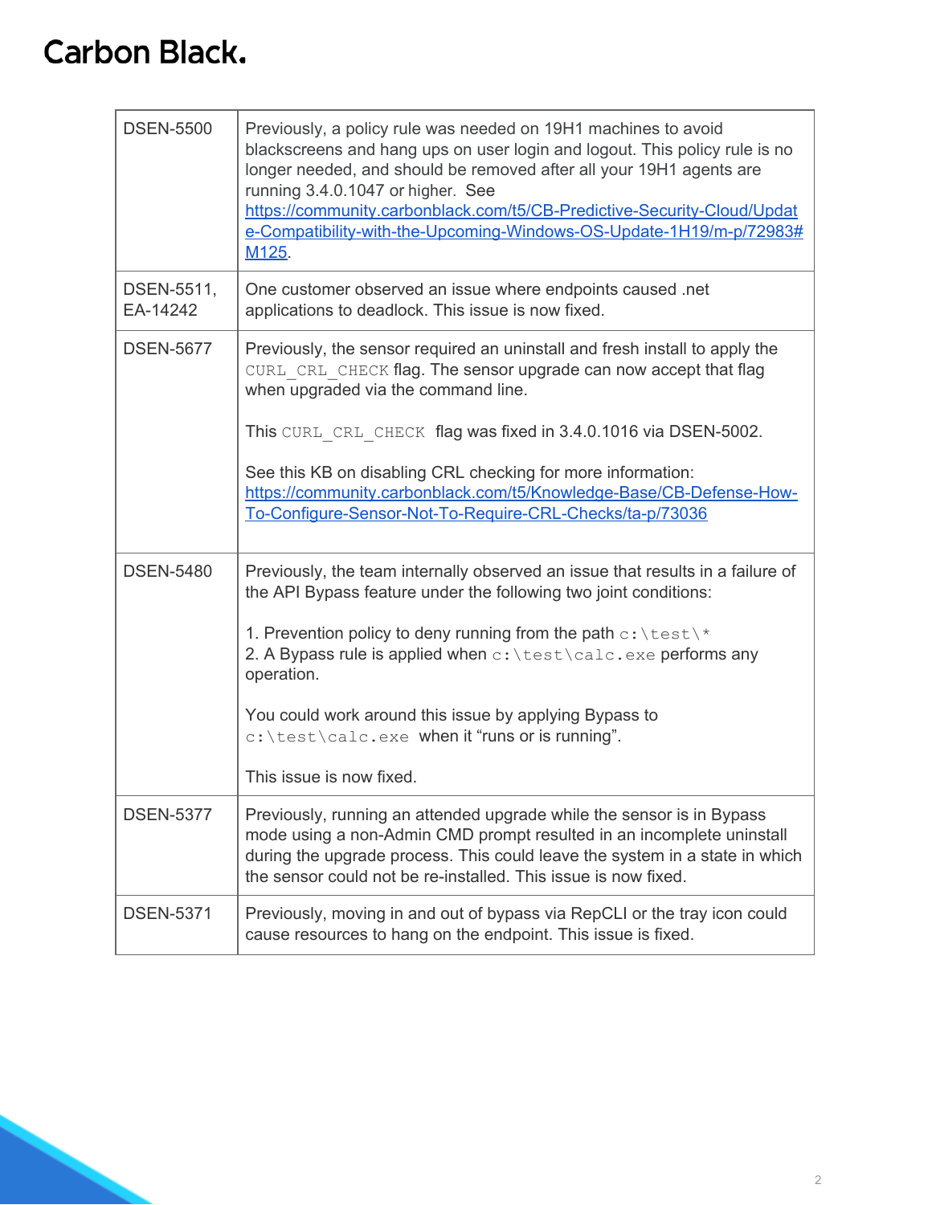| | |
|---|---|
| DSEN-5500 | Previously, a policy rule was needed on 19H1 machines to avoid blackscreens and hang ups on user login and logout. This policy rule is no longer needed, and should be removed after all your 19H1 agents are running 3.4.0.1047 or higher. See https://community.carbonblack.com/t5/CB-Predictive-Security-Cloud/Update-Compatibility-with-the-Upcoming-Windows-OS-Update-1H19/m-p/72983#M125. |
| DSEN-5511, EA-14242 | One customer observed an issue where endpoints caused .net applications to deadlock. This issue is now fixed. |
| DSEN-5677 | Previously, the sensor required an uninstall and fresh install to apply the `CURL_CRL_CHECK` flag. The sensor upgrade can now accept that flag when upgraded via the command line.<br><br>This `CURL_CRL_CHECK` flag was fixed in 3.4.0.1016 via DSEN-5002.<br><br>See this KB on disabling CRL checking for more information: https://community.carbonblack.com/t5/Knowledge-Base/CB-Defense-How-To-Configure-Sensor-Not-To-Require-CRL-Checks/ta-p/73036 |
| DSEN-5480 | Previously, the team internally observed an issue that results in a failure of the API Bypass feature under the following two joint conditions:<br><br>1. Prevention policy to deny running from the path `c:\test\*`<br>2. A Bypass rule is applied when `c:\test\calc.exe` performs any operation.<br><br>You could work around this issue by applying Bypass to `c:\test\calc.exe` when it “runs or is running”.<br><br>This issue is now fixed. |
| DSEN-5377 | Previously, running an attended upgrade while the sensor is in Bypass mode using a non-Admin CMD prompt resulted in an incomplete uninstall during the upgrade process. This could leave the system in a state in which the sensor could not be re-installed. This issue is now fixed. |
| DSEN-5371 | Previously, moving in and out of bypass via RepCLI or the tray icon could cause resources to hang on the endpoint. This issue is fixed. |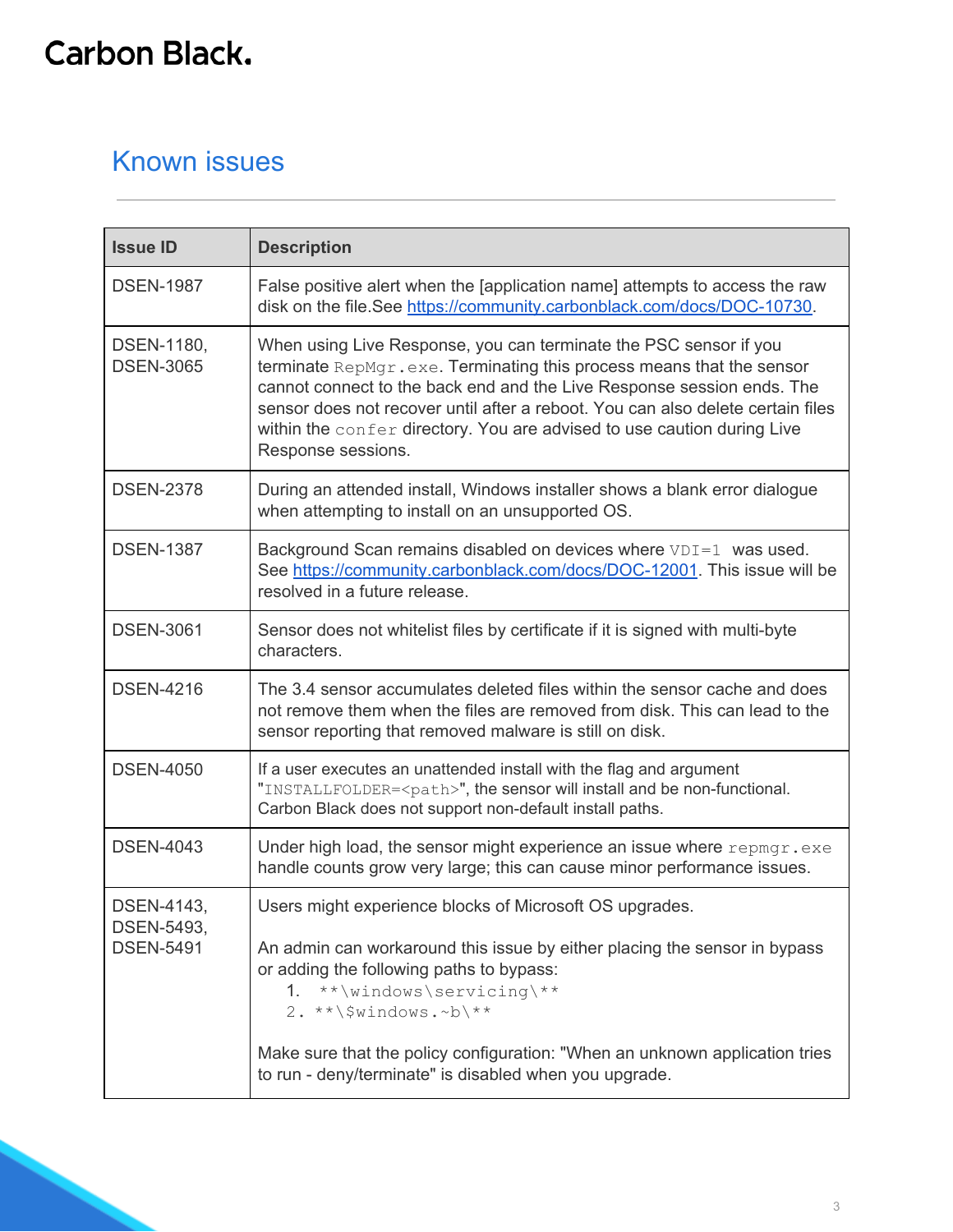Carbon Black.

## Known issues

| Issue ID | Description |
|---|---|
| DSEN-1987 | False positive alert when the [application name] attempts to access the raw disk on the file.See https://community.carbonblack.com/docs/DOC-10730. |
| DSEN-1180, DSEN-3065 | When using Live Response, you can terminate the PSC sensor if you terminate `RepMgr.exe`. Terminating this process means that the sensor cannot connect to the back end and the Live Response session ends. The sensor does not recover until after a reboot. You can also delete certain files within the `confer` directory. You are advised to use caution during Live Response sessions. |
| DSEN-2378 | During an attended install, Windows installer shows a blank error dialogue when attempting to install on an unsupported OS. |
| DSEN-1387 | Background Scan remains disabled on devices where `VDI=1` was used. See https://community.carbonblack.com/docs/DOC-12001. This issue will be resolved in a future release. |
| DSEN-3061 | Sensor does not whitelist files by certificate if it is signed with multi-byte characters. |
| DSEN-4216 | The 3.4 sensor accumulates deleted files within the sensor cache and does not remove them when the files are removed from disk. This can lead to the sensor reporting that removed malware is still on disk. |
| DSEN-4050 | If a user executes an unattended install with the flag and argument "`INSTALLFOLDER=<path>`", the sensor will install and be non-functional. Carbon Black does not support non-default install paths. |
| DSEN-4043 | Under high load, the sensor might experience an issue where `repmgr.exe` handle counts grow very large; this can cause minor performance issues. |
| DSEN-4143, DSEN-5493, DSEN-5491 | Users might experience blocks of Microsoft OS upgrades.<br><br>An admin can workaround this issue by either placing the sensor in bypass or adding the following paths to bypass:<br>1. `**\windows\servicing\**`<br>2. `**\$windows.~b\**`<br><br>Make sure that the policy configuration: "When an unknown application tries to run - deny/terminate" is disabled when you upgrade. |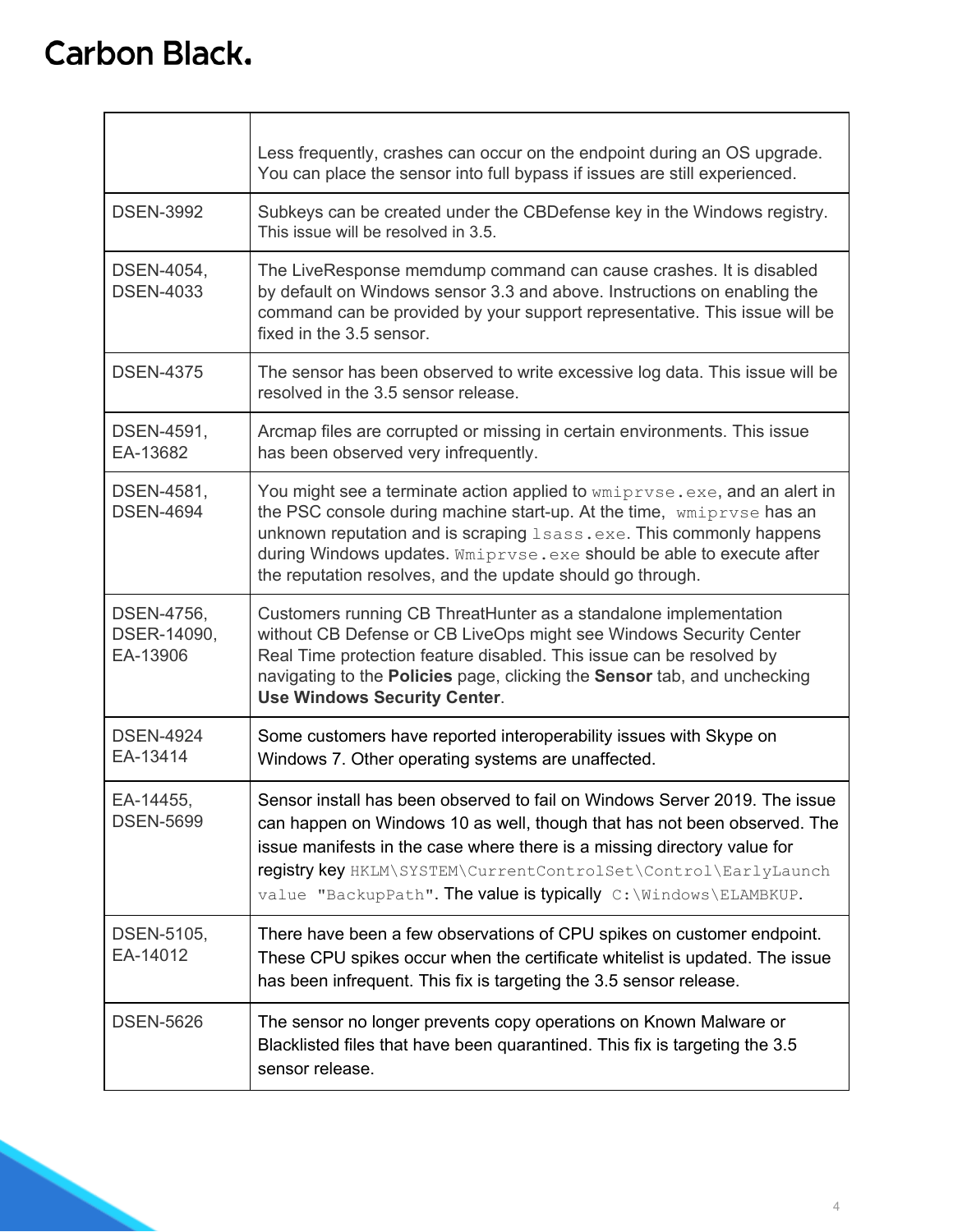| | |
|---|---|
| | Less frequently, crashes can occur on the endpoint during an OS upgrade. You can place the sensor into full bypass if issues are still experienced. |
| DSEN-3992 | Subkeys can be created under the CBDefense key in the Windows registry. This issue will be resolved in 3.5. |
| DSEN-4054, DSEN-4033 | The LiveResponse memdump command can cause crashes. It is disabled by default on Windows sensor 3.3 and above. Instructions on enabling the command can be provided by your support representative. This issue will be fixed in the 3.5 sensor. |
| DSEN-4375 | The sensor has been observed to write excessive log data. This issue will be resolved in the 3.5 sensor release. |
| DSEN-4591, EA-13682 | Arcmap files are corrupted or missing in certain environments. This issue has been observed very infrequently. |
| DSEN-4581, DSEN-4694 | You might see a terminate action applied to `wmiprvse.exe`, and an alert in the PSC console during machine start-up. At the time, `wmiprvse` has an unknown reputation and is scraping `lsass.exe`. This commonly happens during Windows updates. `Wmiprvse.exe` should be able to execute after the reputation resolves, and the update should go through. |
| DSEN-4756, DSER-14090, EA-13906 | Customers running CB ThreatHunter as a standalone implementation without CB Defense or CB LiveOps might see Windows Security Center Real Time protection feature disabled. This issue can be resolved by navigating to the **Policies** page, clicking the **Sensor** tab, and unchecking **Use Windows Security Center**. |
| DSEN-4924 EA-13414 | Some customers have reported interoperability issues with Skype on Windows 7. Other operating systems are unaffected. |
| EA-14455, DSEN-5699 | Sensor install has been observed to fail on Windows Server 2019. The issue can happen on Windows 10 as well, though that has not been observed. The issue manifests in the case where there is a missing directory value for registry key `HKLM\SYSTEM\CurrentControlSet\Control\EarlyLaunch value "BackupPath"`. The value is typically `C:\Windows\ELAMBKUP`. |
| DSEN-5105, EA-14012 | There have been a few observations of CPU spikes on customer endpoint. These CPU spikes occur when the certificate whitelist is updated. The issue has been infrequent. This fix is targeting the 3.5 sensor release. |
| DSEN-5626 | The sensor no longer prevents copy operations on Known Malware or Blacklisted files that have been quarantined. This fix is targeting the 3.5 sensor release. |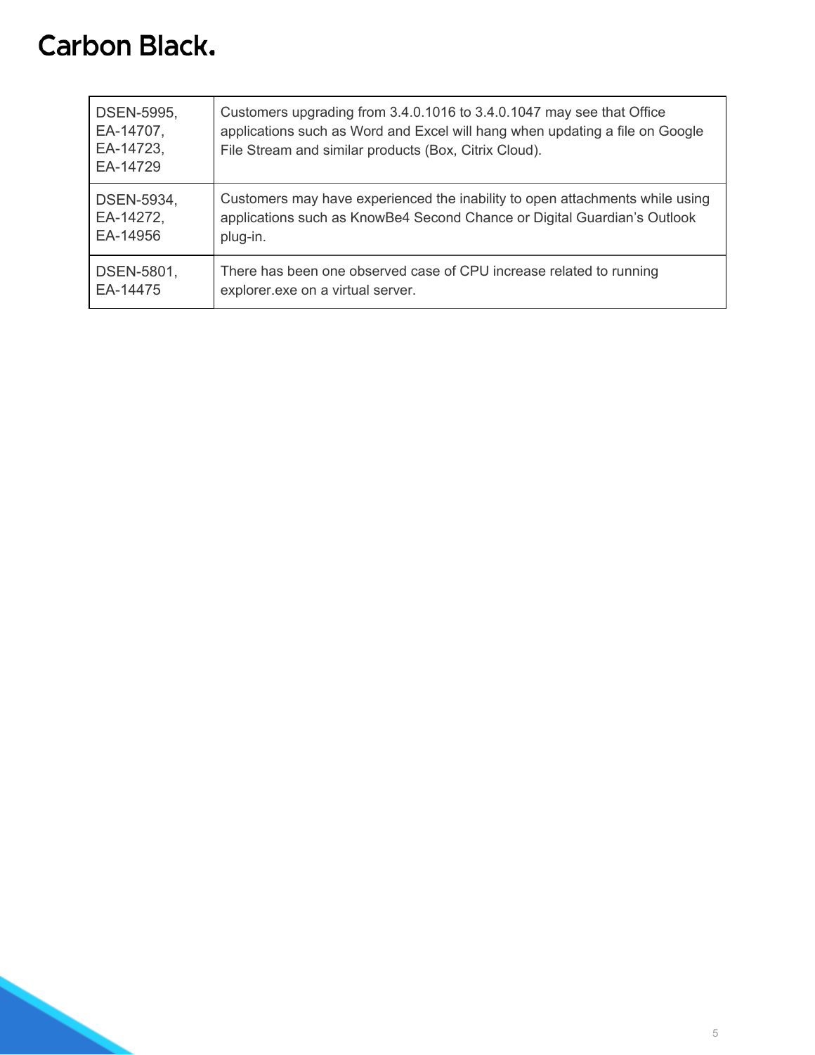| | |
|---|---|
| DSEN-5995, EA-14707, EA-14723, EA-14729 | Customers upgrading from 3.4.0.1016 to 3.4.0.1047 may see that Office applications such as Word and Excel will hang when updating a file on Google File Stream and similar products (Box, Citrix Cloud). |
| DSEN-5934, EA-14272, EA-14956 | Customers may have experienced the inability to open attachments while using applications such as KnowBe4 Second Chance or Digital Guardian's Outlook plug-in. |
| DSEN-5801, EA-14475 | There has been one observed case of CPU increase related to running explorer.exe on a virtual server. |